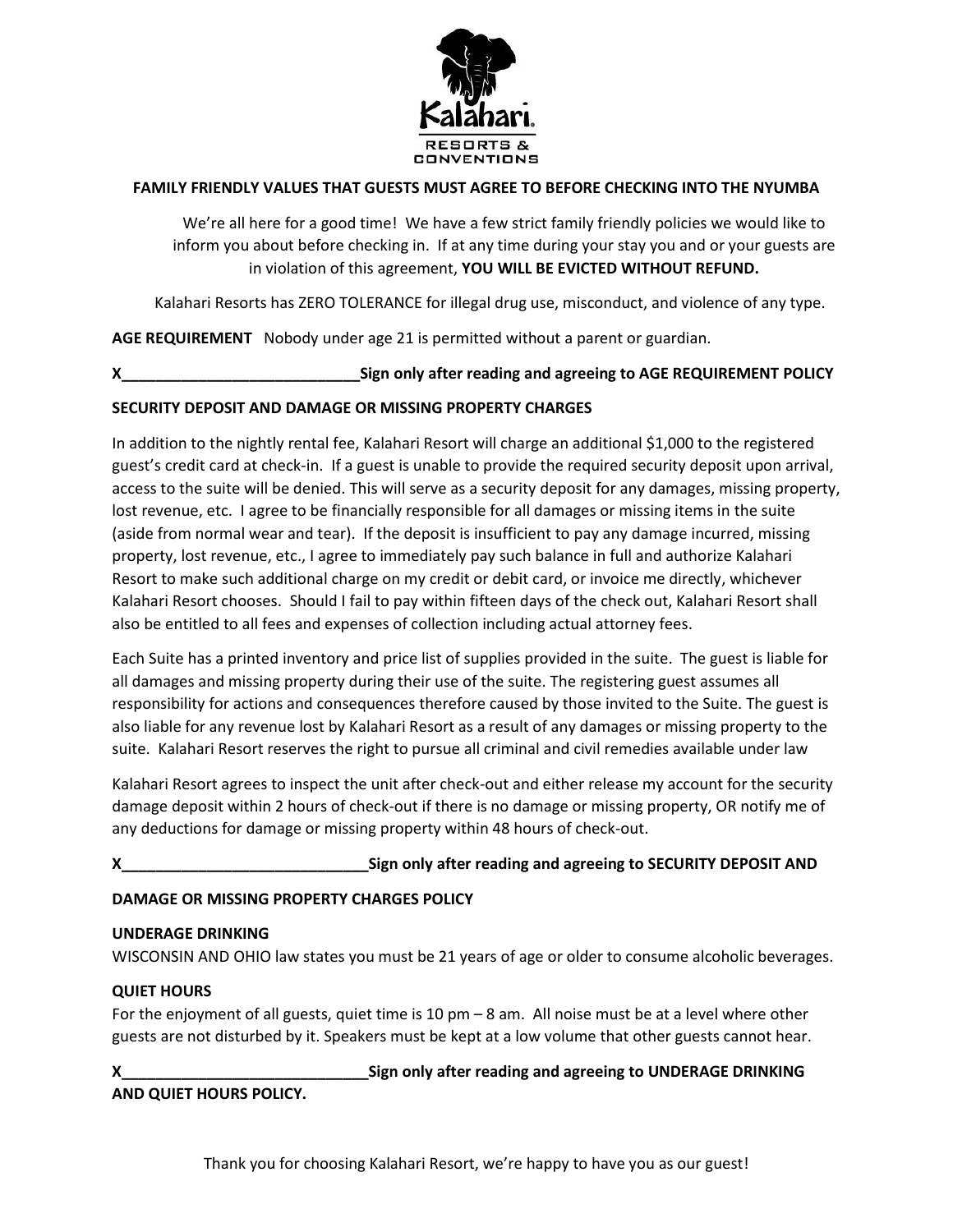Kalahari® RESORTS & CONVENTIONS

**FAMILY FRIENDLY VALUES THAT GUESTS MUST AGREE TO BEFORE CHECKING INTO THE NYUMBA**

We're all here for a good time! We have a few strict family friendly policies we would like to inform you about before checking in. If at any time during your stay you and or your guests are in violation of this agreement, **YOU WILL BE EVICTED WITHOUT REFUND.**

Kalahari Resorts has ZERO TOLERANCE for illegal drug use, misconduct, and violence of any type.

**AGE REQUIREMENT** Nobody under age 21 is permitted without a parent or guardian.

**X____________________________Sign only after reading and agreeing to AGE REQUIREMENT POLICY**

**SECURITY DEPOSIT AND DAMAGE OR MISSING PROPERTY CHARGES**

In addition to the nightly rental fee, Kalahari Resort will charge an additional $1,000 to the registered guest's credit card at check-in. If a guest is unable to provide the required security deposit upon arrival, access to the suite will be denied. This will serve as a security deposit for any damages, missing property, lost revenue, etc. I agree to be financially responsible for all damages or missing items in the suite (aside from normal wear and tear). If the deposit is insufficient to pay any damage incurred, missing property, lost revenue, etc., I agree to immediately pay such balance in full and authorize Kalahari Resort to make such additional charge on my credit or debit card, or invoice me directly, whichever Kalahari Resort chooses. Should I fail to pay within fifteen days of the check out, Kalahari Resort shall also be entitled to all fees and expenses of collection including actual attorney fees.

Each Suite has a printed inventory and price list of supplies provided in the suite. The guest is liable for all damages and missing property during their use of the suite. The registering guest assumes all responsibility for actions and consequences therefore caused by those invited to the Suite. The guest is also liable for any revenue lost by Kalahari Resort as a result of any damages or missing property to the suite. Kalahari Resort reserves the right to pursue all criminal and civil remedies available under law

Kalahari Resort agrees to inspect the unit after check-out and either release my account for the security damage deposit within 2 hours of check-out if there is no damage or missing property, OR notify me of any deductions for damage or missing property within 48 hours of check-out.

**X_____________________________Sign only after reading and agreeing to SECURITY DEPOSIT AND DAMAGE OR MISSING PROPERTY CHARGES POLICY**

**UNDERAGE DRINKING**

WISCONSIN AND OHIO law states you must be 21 years of age or older to consume alcoholic beverages.

**QUIET HOURS**

For the enjoyment of all guests, quiet time is 10 pm – 8 am. All noise must be at a level where other guests are not disturbed by it. Speakers must be kept at a low volume that other guests cannot hear.

**X_____________________________Sign only after reading and agreeing to UNDERAGE DRINKING AND QUIET HOURS POLICY.**

Thank you for choosing Kalahari Resort, we're happy to have you as our guest!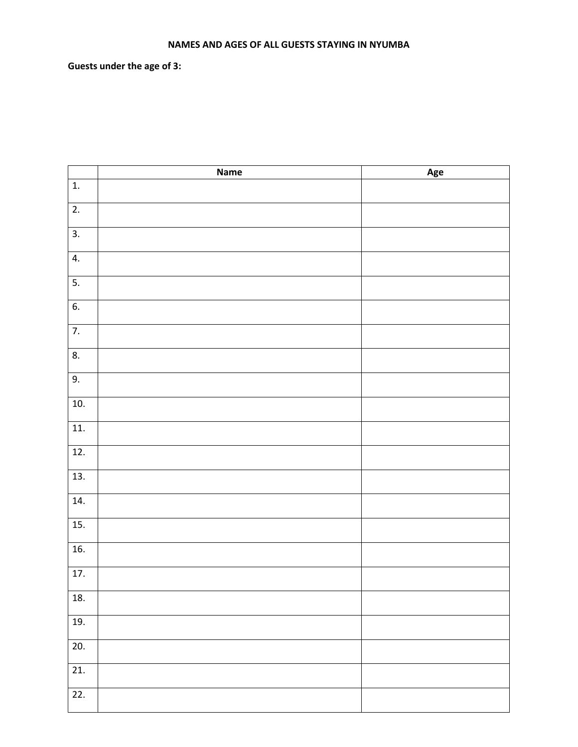**NAMES AND AGES OF ALL GUESTS STAYING IN NYUMBA**

**Guests under the age of 3:**

| | Name | Age |
|---|---|---|
| 1. | | |
| 2. | | |
| 3. | | |
| 4. | | |
| 5. | | |
| 6. | | |
| 7. | | |
| 8. | | |
| 9. | | |
| 10. | | |
| 11. | | |
| 12. | | |
| 13. | | |
| 14. | | |
| 15. | | |
| 16. | | |
| 17. | | |
| 18. | | |
| 19. | | |
| 20. | | |
| 21. | | |
| 22. | | |